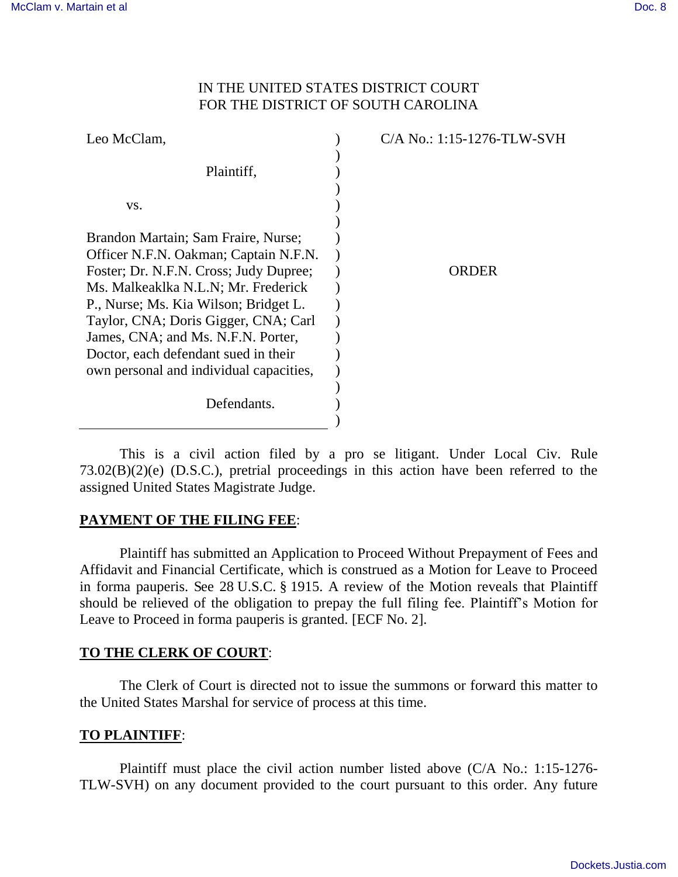IN THE UNITED STATES DISTRICT COURT
FOR THE DISTRICT OF SOUTH CAROLINA

| | |
|---|---|
| Leo McClam,<br><br>Plaintiff,<br><br>vs.<br><br>Brandon Martain; Sam Fraire, Nurse; Officer N.F.N. Oakman; Captain N.F.N. Foster; Dr. N.F.N. Cross; Judy Dupree; Ms. Malkeaklka N.L.N; Mr. Frederick P., Nurse; Ms. Kia Wilson; Bridget L. Taylor, CNA; Doris Gigger, CNA; Carl James, CNA; and Ms. N.F.N. Porter, Doctor, each defendant sued in their own personal and individual capacities,<br><br>Defendants. | C/A No.: 1:15-1276-TLW-SVH<br><br><br><br><br><br><br>ORDER |

This is a civil action filed by a pro se litigant. Under Local Civ. Rule 73.02(B)(2)(e) (D.S.C.), pretrial proceedings in this action have been referred to the assigned United States Magistrate Judge.

**PAYMENT OF THE FILING FEE**:

Plaintiff has submitted an Application to Proceed Without Prepayment of Fees and Affidavit and Financial Certificate, which is construed as a Motion for Leave to Proceed in forma pauperis. See 28 U.S.C. § 1915. A review of the Motion reveals that Plaintiff should be relieved of the obligation to prepay the full filing fee. Plaintiff's Motion for Leave to Proceed in forma pauperis is granted. [ECF No. 2].

**TO THE CLERK OF COURT**:

The Clerk of Court is directed not to issue the summons or forward this matter to the United States Marshal for service of process at this time.

**TO PLAINTIFF**:

Plaintiff must place the civil action number listed above (C/A No.: 1:15-1276-TLW-SVH) on any document provided to the court pursuant to this order. Any future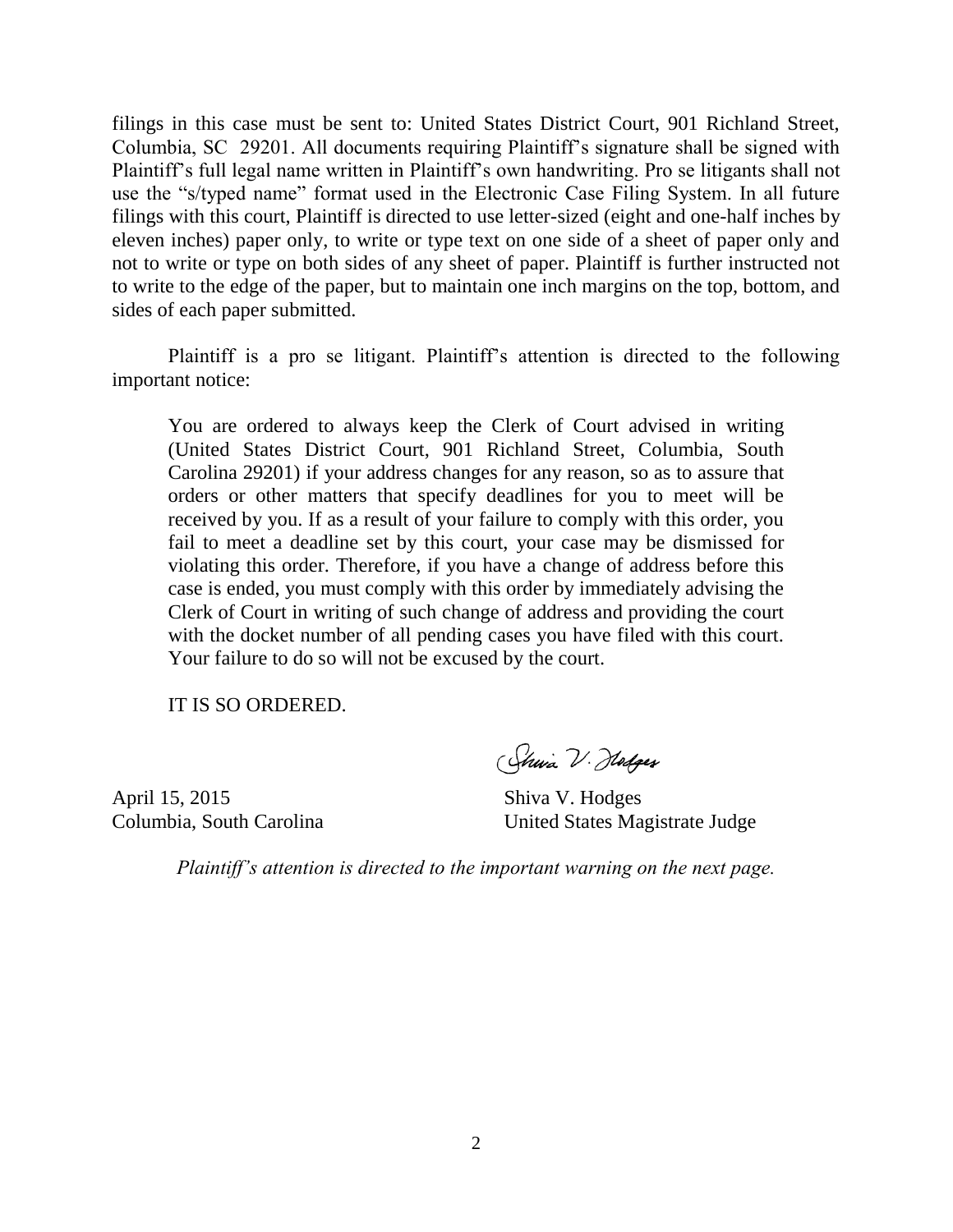filings in this case must be sent to: United States District Court, 901 Richland Street, Columbia, SC 29201. All documents requiring Plaintiff's signature shall be signed with Plaintiff's full legal name written in Plaintiff's own handwriting. Pro se litigants shall not use the "s/typed name" format used in the Electronic Case Filing System. In all future filings with this court, Plaintiff is directed to use letter-sized (eight and one-half inches by eleven inches) paper only, to write or type text on one side of a sheet of paper only and not to write or type on both sides of any sheet of paper. Plaintiff is further instructed not to write to the edge of the paper, but to maintain one inch margins on the top, bottom, and sides of each paper submitted.

Plaintiff is a pro se litigant. Plaintiff's attention is directed to the following important notice:

> You are ordered to always keep the Clerk of Court advised in writing (United States District Court, 901 Richland Street, Columbia, South Carolina 29201) if your address changes for any reason, so as to assure that orders or other matters that specify deadlines for you to meet will be received by you. If as a result of your failure to comply with this order, you fail to meet a deadline set by this court, your case may be dismissed for violating this order. Therefore, if you have a change of address before this case is ended, you must comply with this order by immediately advising the Clerk of Court in writing of such change of address and providing the court with the docket number of all pending cases you have filed with this court. Your failure to do so will not be excused by the court.

IT IS SO ORDERED.

April 15, 2015
Columbia, South Carolina

Shiva V. Hodges
United States Magistrate Judge

*Plaintiff's attention is directed to the important warning on the next page.*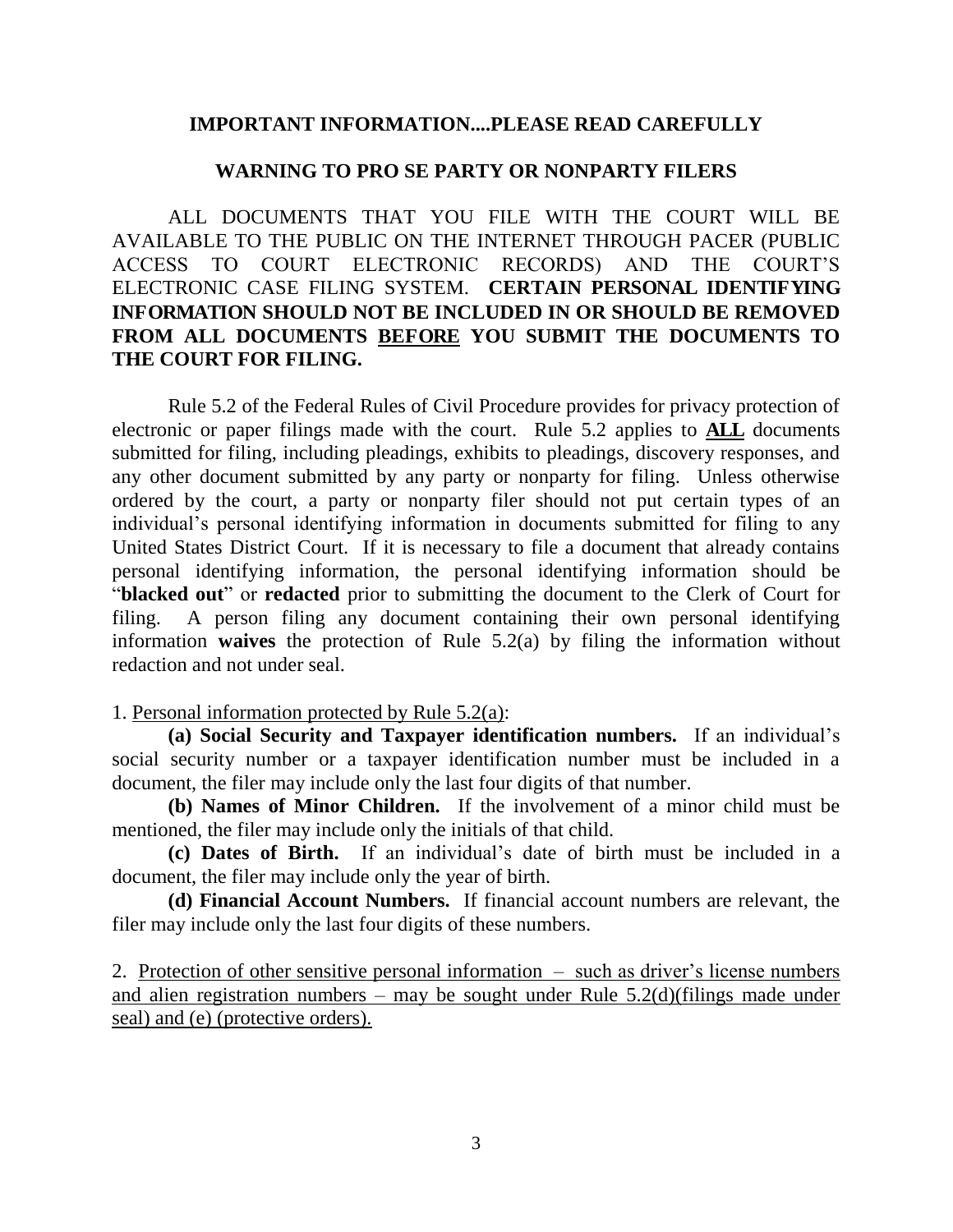**IMPORTANT INFORMATION....PLEASE READ CAREFULLY**

**WARNING TO PRO SE PARTY OR NONPARTY FILERS**

ALL DOCUMENTS THAT YOU FILE WITH THE COURT WILL BE AVAILABLE TO THE PUBLIC ON THE INTERNET THROUGH PACER (PUBLIC ACCESS TO COURT ELECTRONIC RECORDS) AND THE COURT'S ELECTRONIC CASE FILING SYSTEM. **CERTAIN PERSONAL IDENTIFYING INFORMATION SHOULD NOT BE INCLUDED IN OR SHOULD BE REMOVED FROM ALL DOCUMENTS <u>BEFORE</u> YOU SUBMIT THE DOCUMENTS TO THE COURT FOR FILING.**

Rule 5.2 of the Federal Rules of Civil Procedure provides for privacy protection of electronic or paper filings made with the court. Rule 5.2 applies to **<u>ALL</u>** documents submitted for filing, including pleadings, exhibits to pleadings, discovery responses, and any other document submitted by any party or nonparty for filing. Unless otherwise ordered by the court, a party or nonparty filer should not put certain types of an individual's personal identifying information in documents submitted for filing to any United States District Court. If it is necessary to file a document that already contains personal identifying information, the personal identifying information should be "**blacked out**" or **redacted** prior to submitting the document to the Clerk of Court for filing. A person filing any document containing their own personal identifying information **waives** the protection of Rule 5.2(a) by filing the information without redaction and not under seal.

1. <u>Personal information protected by Rule 5.2(a)</u>:

**(a) Social Security and Taxpayer identification numbers.** If an individual's social security number or a taxpayer identification number must be included in a document, the filer may include only the last four digits of that number.

**(b) Names of Minor Children.** If the involvement of a minor child must be mentioned, the filer may include only the initials of that child.

**(c) Dates of Birth.** If an individual's date of birth must be included in a document, the filer may include only the year of birth.

**(d) Financial Account Numbers.** If financial account numbers are relevant, the filer may include only the last four digits of these numbers.

2. <u>Protection of other sensitive personal information – such as driver's license numbers and alien registration numbers – may be sought under Rule 5.2(d)(filings made under seal) and (e) (protective orders).</u>